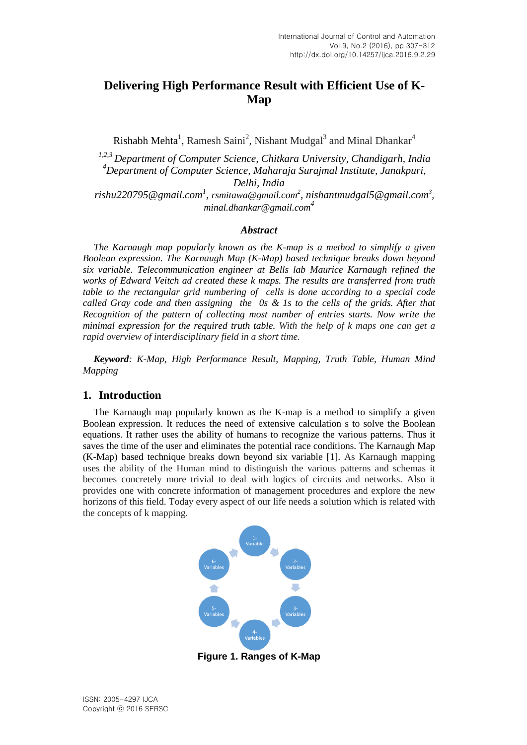# Delivering High Performance Result with Efficient Use of K-Map

Rishabh Mehta[1], Ramesh Saini[2], Nishant Mudgal[3] and Minal Dhankar[4]

*[1,2,3] Department of Computer Science, Chitkara University, Chandigarh, India*
*[4]Department of Computer Science, Maharaja Surajmal Institute, Janakpuri, Delhi, India*
*rishu220795@gmail.com[1], rsmitawa@gmail.com[2], nishantmudgal5@gmail.com[3], minal.dhankar@gmail.com[4]*

### *Abstract*

*The Karnaugh map popularly known as the K-map is a method to simplify a given Boolean expression. The Karnaugh Map (K-Map) based technique breaks down beyond six variable. Telecommunication engineer at Bells lab Maurice Karnaugh refined the works of Edward Veitch ad created these k maps. The results are transferred from truth table to the rectangular grid numbering of cells is done according to a special code called Gray code and then assigning the 0s & 1s to the cells of the grids. After that Recognition of the pattern of collecting most number of entries starts. Now write the minimal expression for the required truth table. With the help of k maps one can get a rapid overview of interdisciplinary field in a short time.*

***Keyword**: K-Map, High Performance Result, Mapping, Truth Table, Human Mind Mapping*

## 1. Introduction

The Karnaugh map popularly known as the K-map is a method to simplify a given Boolean expression. It reduces the need of extensive calculation s to solve the Boolean equations. It rather uses the ability of humans to recognize the various patterns. Thus it saves the time of the user and eliminates the potential race conditions. The Karnaugh Map (K-Map) based technique breaks down beyond six variable [1]. As Karnaugh mapping uses the ability of the Human mind to distinguish the various patterns and schemas it becomes concretely more trivial to deal with logics of circuits and networks. Also it provides one with concrete information of management procedures and explore the new horizons of this field. Today every aspect of our life needs a solution which is related with the concepts of k mapping.

1-Variable → 2-Variables → 3-Variables → 4-Variables → 5-Variables → 6-Variables

**Figure 1. Ranges of K-Map**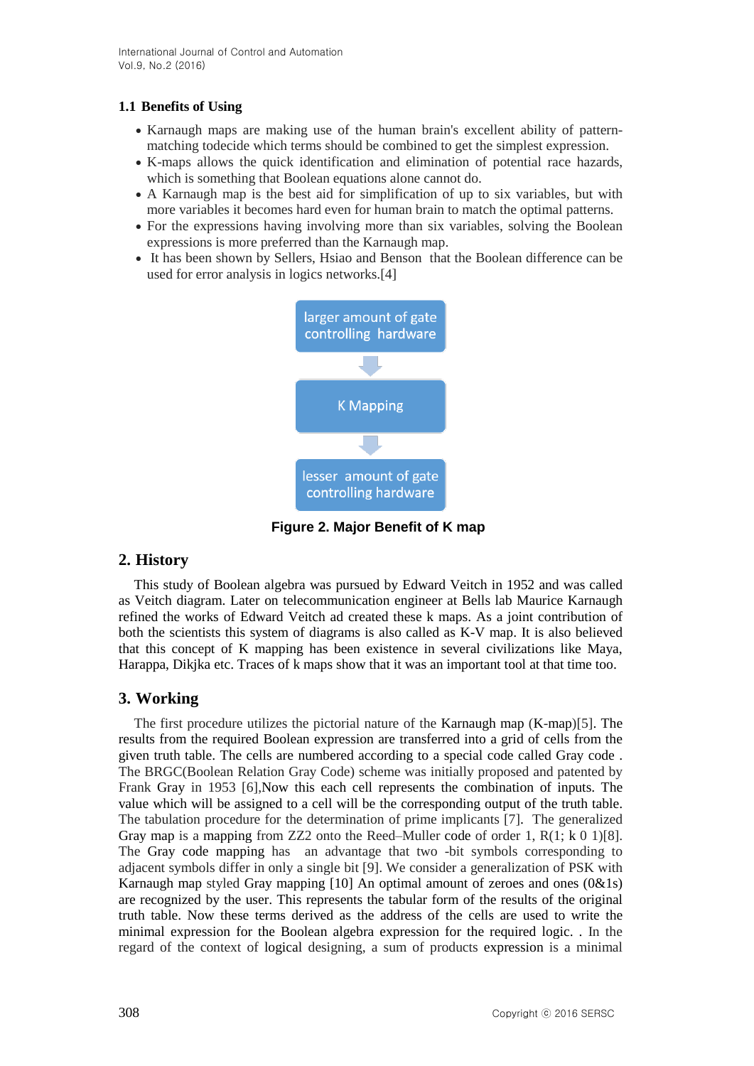### 1.1 Benefits of Using

- Karnaugh maps are making use of the human brain's excellent ability of pattern-matching todecide which terms should be combined to get the simplest expression.
- K-maps allows the quick identification and elimination of potential race hazards, which is something that Boolean equations alone cannot do.
- A Karnaugh map is the best aid for simplification of up to six variables, but with more variables it becomes hard even for human brain to match the optimal patterns.
- For the expressions having involving more than six variables, solving the Boolean expressions is more preferred than the Karnaugh map.
- It has been shown by Sellers, Hsiao and Benson that the Boolean difference can be used for error analysis in logics networks.[4]

larger amount of gate controlling hardware

K Mapping

lesser amount of gate controlling hardware

**Figure 2. Major Benefit of K map**

## 2. History

This study of Boolean algebra was pursued by Edward Veitch in 1952 and was called as Veitch diagram. Later on telecommunication engineer at Bells lab Maurice Karnaugh refined the works of Edward Veitch ad created these k maps. As a joint contribution of both the scientists this system of diagrams is also called as K-V map. It is also believed that this concept of K mapping has been existence in several civilizations like Maya, Harappa, Dikjka etc. Traces of k maps show that it was an important tool at that time too.

## 3. Working

The first procedure utilizes the pictorial nature of the Karnaugh map (K-map)[5]. The results from the required Boolean expression are transferred into a grid of cells from the given truth table. The cells are numbered according to a special code called Gray code . The BRGC(Boolean Relation Gray Code) scheme was initially proposed and patented by Frank Gray in 1953 [6],Now this each cell represents the combination of inputs. The value which will be assigned to a cell will be the corresponding output of the truth table. The tabulation procedure for the determination of prime implicants [7]. The generalized Gray map is a mapping from ZZ2 onto the Reed–Muller code of order 1, R(1; k 0 1)[8]. The Gray code mapping has an advantage that two -bit symbols corresponding to adjacent symbols differ in only a single bit [9]. We consider a generalization of PSK with Karnaugh map styled Gray mapping [10] An optimal amount of zeroes and ones (0&1s) are recognized by the user. This represents the tabular form of the results of the original truth table. Now these terms derived as the address of the cells are used to write the minimal expression for the Boolean algebra expression for the required logic. . In the regard of the context of logical designing, a sum of products expression is a minimal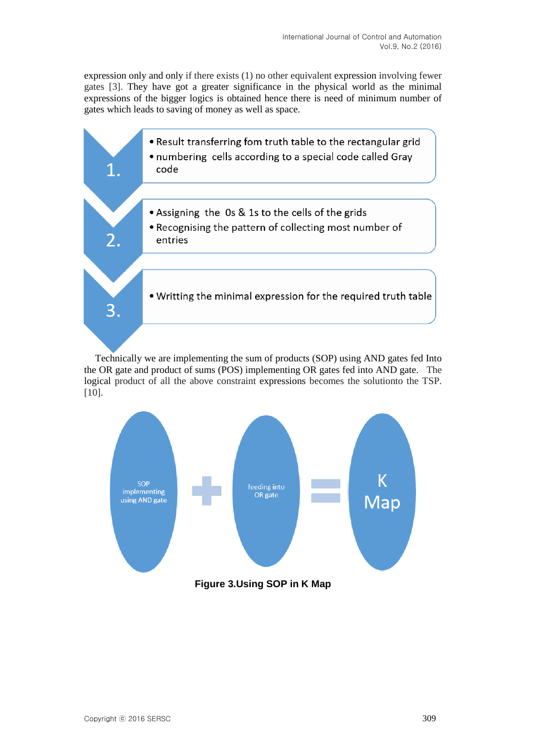expression only and only if there exists (1) no other equivalent expression involving fewer gates [3]. They have got a greater significance in the physical world as the minimal expressions of the bigger logics is obtained hence there is need of minimum number of gates which leads to saving of money as well as space.

1.
- Result transferring fom truth table to the rectangular grid
- numbering cells according to a special code called Gray code

2.
- Assigning the 0s & 1s to the cells of the grids
- Recognising the pattern of collecting most number of entries

3.
- Writting the minimal expression for the required truth table

Technically we are implementing the sum of products (SOP) using AND gates fed Into the OR gate and product of sums (POS) implementing OR gates fed into AND gate. The logical product of all the above constraint expressions becomes the solutionto the TSP. [10].

SOP implementing using AND gate + feeding into OR gate = K Map

**Figure 3.Using SOP in K Map**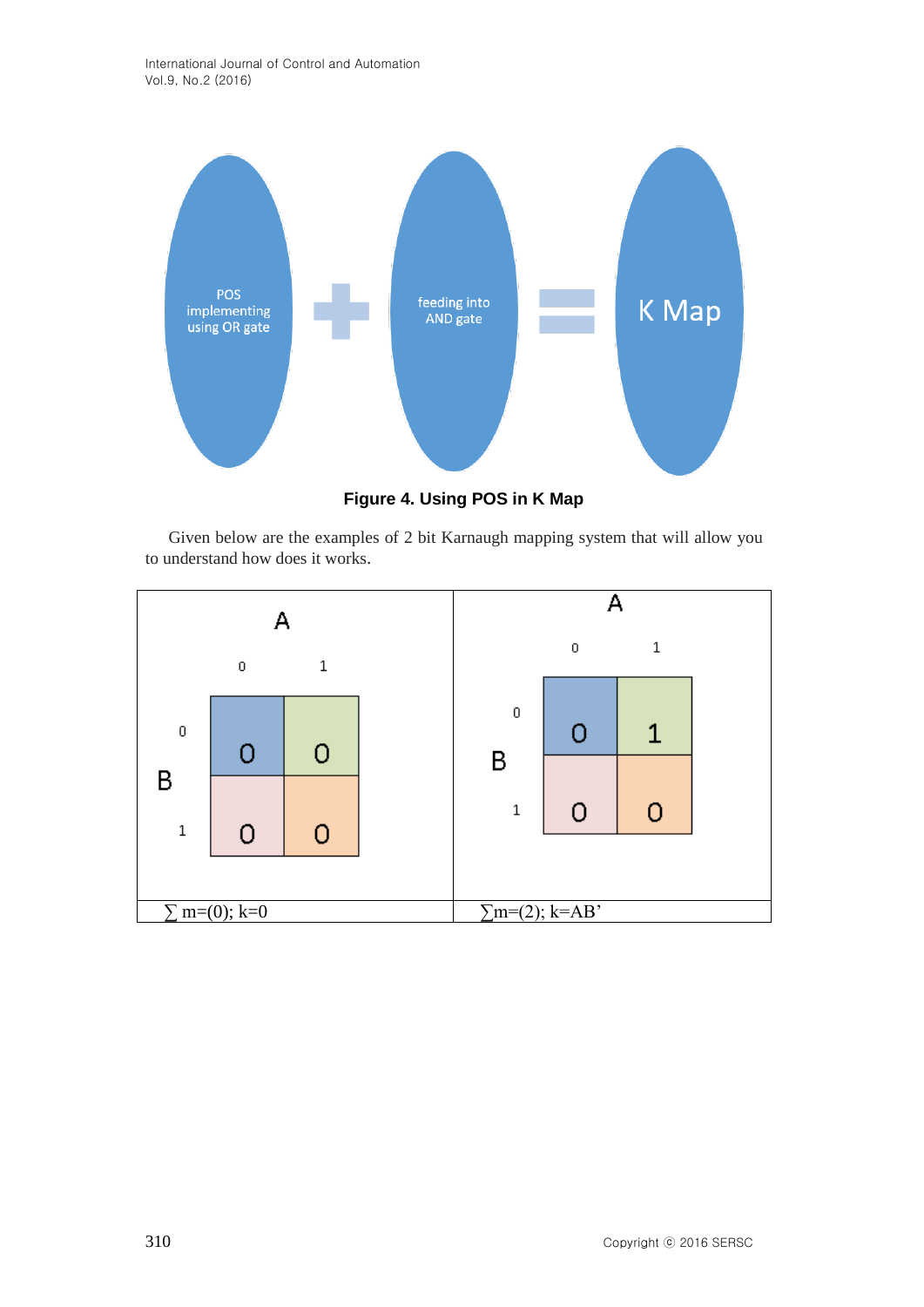POS implementing using OR gate + feeding into AND gate = K Map

**Figure 4. Using POS in K Map**

Given below are the examples of 2 bit Karnaugh mapping system that will allow you to understand how does it works.

| B \ A | 0 | 1 |
|---|---|---|
| 0 | 0 | 0 |
| 1 | 0 | 0 |

$\sum$ m=(0); k=0

| B \ A | 0 | 1 |
|---|---|---|
| 0 | 0 | 1 |
| 1 | 0 | 0 |

$\sum$m=(2); k=AB'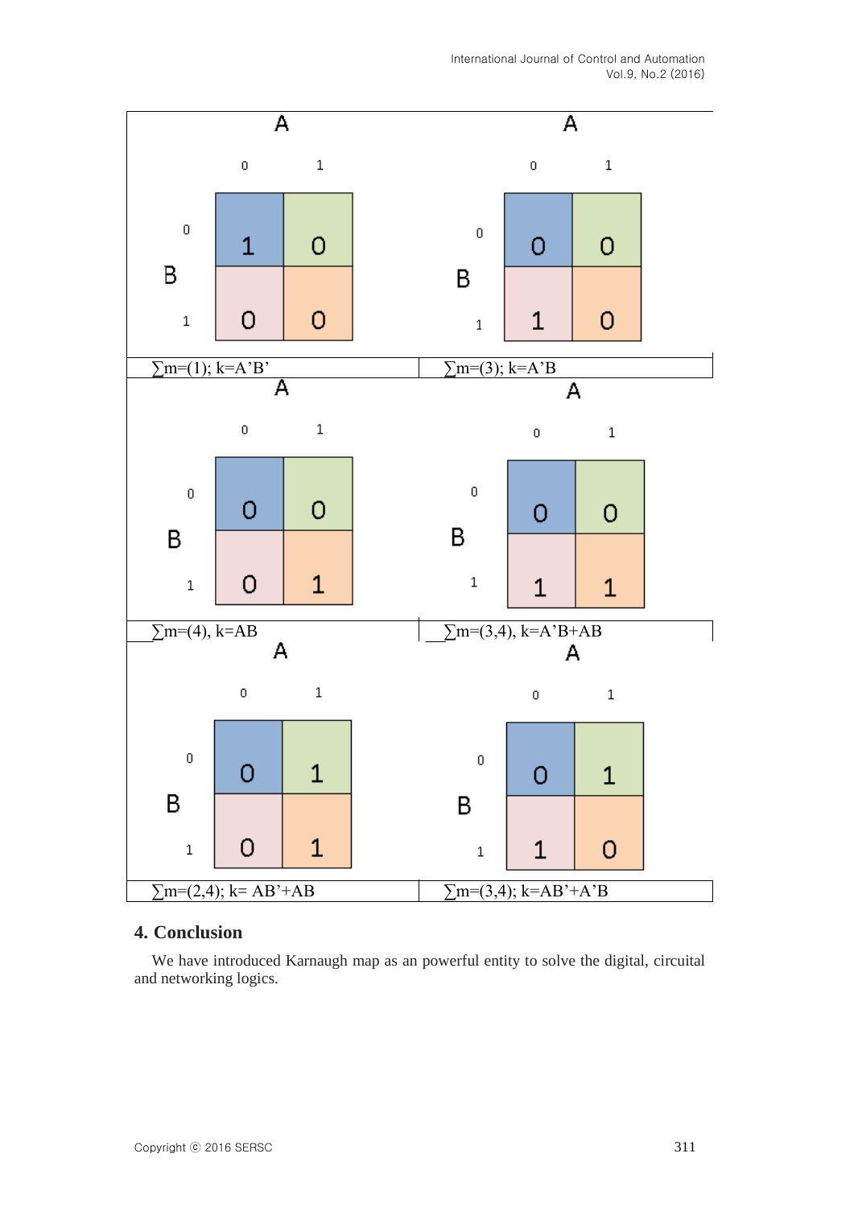| A=0, B=0 | A=1, B=0 | A=0, B=1 | A=1, B=1 |
|---|---|---|---|
| 1 | 0 | 0 | 0 |

∑m=(1); k=A'B'

| A=0, B=0 | A=1, B=0 | A=0, B=1 | A=1, B=1 |
|---|---|---|---|
| 0 | 0 | 1 | 0 |

∑m=(3); k=A'B

| A=0, B=0 | A=1, B=0 | A=0, B=1 | A=1, B=1 |
|---|---|---|---|
| 0 | 0 | 0 | 1 |

∑m=(4), k=AB

| A=0, B=0 | A=1, B=0 | A=0, B=1 | A=1, B=1 |
|---|---|---|---|
| 0 | 0 | 1 | 1 |

∑m=(3,4), k=A'B+AB

| A=0, B=0 | A=1, B=0 | A=0, B=1 | A=1, B=1 |
|---|---|---|---|
| 0 | 1 | 0 | 1 |

∑m=(2,4); k= AB'+AB

| A=0, B=0 | A=1, B=0 | A=0, B=1 | A=1, B=1 |
|---|---|---|---|
| 0 | 1 | 1 | 0 |

∑m=(3,4); k=AB'+A'B

## 4. Conclusion

We have introduced Karnaugh map as an powerful entity to solve the digital, circuital and networking logics.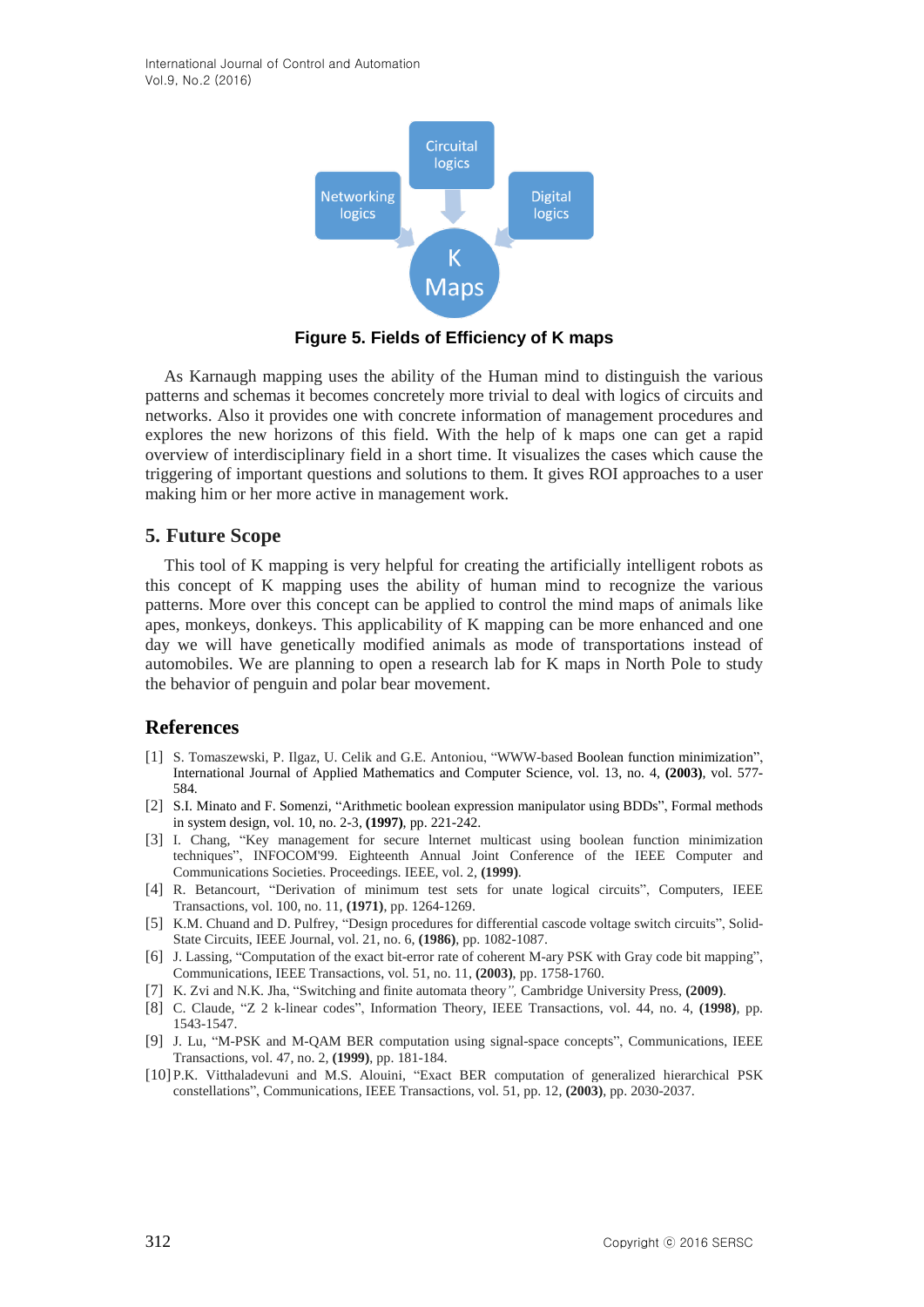Circuital logics

Networking logics

Digital logics

K Maps

**Figure 5. Fields of Efficiency of K maps**

As Karnaugh mapping uses the ability of the Human mind to distinguish the various patterns and schemas it becomes concretely more trivial to deal with logics of circuits and networks. Also it provides one with concrete information of management procedures and explores the new horizons of this field. With the help of k maps one can get a rapid overview of interdisciplinary field in a short time. It visualizes the cases which cause the triggering of important questions and solutions to them. It gives ROI approaches to a user making him or her more active in management work.

## 5. Future Scope

This tool of K mapping is very helpful for creating the artificially intelligent robots as this concept of K mapping uses the ability of human mind to recognize the various patterns. More over this concept can be applied to control the mind maps of animals like apes, monkeys, donkeys. This applicability of K mapping can be more enhanced and one day we will have genetically modified animals as mode of transportations instead of automobiles. We are planning to open a research lab for K maps in North Pole to study the behavior of penguin and polar bear movement.

## References

[1] S. Tomaszewski, P. Ilgaz, U. Celik and G.E. Antoniou, "WWW-based Boolean function minimization", International Journal of Applied Mathematics and Computer Science, vol. 13, no. 4, **(2003)**, vol. 577-584.

[2] S.I. Minato and F. Somenzi, "Arithmetic boolean expression manipulator using BDDs", Formal methods in system design, vol. 10, no. 2-3, **(1997)**, pp. 221-242.

[3] I. Chang, "Key management for secure lnternet multicast using boolean function minimization techniques", INFOCOM'99. Eighteenth Annual Joint Conference of the IEEE Computer and Communications Societies. Proceedings. IEEE, vol. 2, **(1999)**.

[4] R. Betancourt, "Derivation of minimum test sets for unate logical circuits", Computers, IEEE Transactions, vol. 100, no. 11, **(1971)**, pp. 1264-1269.

[5] K.M. Chuand and D. Pulfrey, "Design procedures for differential cascode voltage switch circuits", Solid-State Circuits, IEEE Journal, vol. 21, no. 6, **(1986)**, pp. 1082-1087.

[6] J. Lassing, "Computation of the exact bit-error rate of coherent M-ary PSK with Gray code bit mapping", Communications, IEEE Transactions, vol. 51, no. 11, **(2003)**, pp. 1758-1760.

[7] K. Zvi and N.K. Jha, "Switching and finite automata theory", Cambridge University Press, **(2009)**.

[8] C. Claude, "Z 2 k-linear codes", Information Theory, IEEE Transactions, vol. 44, no. 4, **(1998)**, pp. 1543-1547.

[9] J. Lu, "M-PSK and M-QAM BER computation using signal-space concepts", Communications, IEEE Transactions, vol. 47, no. 2, **(1999)**, pp. 181-184.

[10] P.K. Vitthaladevuni and M.S. Alouini, "Exact BER computation of generalized hierarchical PSK constellations", Communications, IEEE Transactions, vol. 51, pp. 12, **(2003)**, pp. 2030-2037.